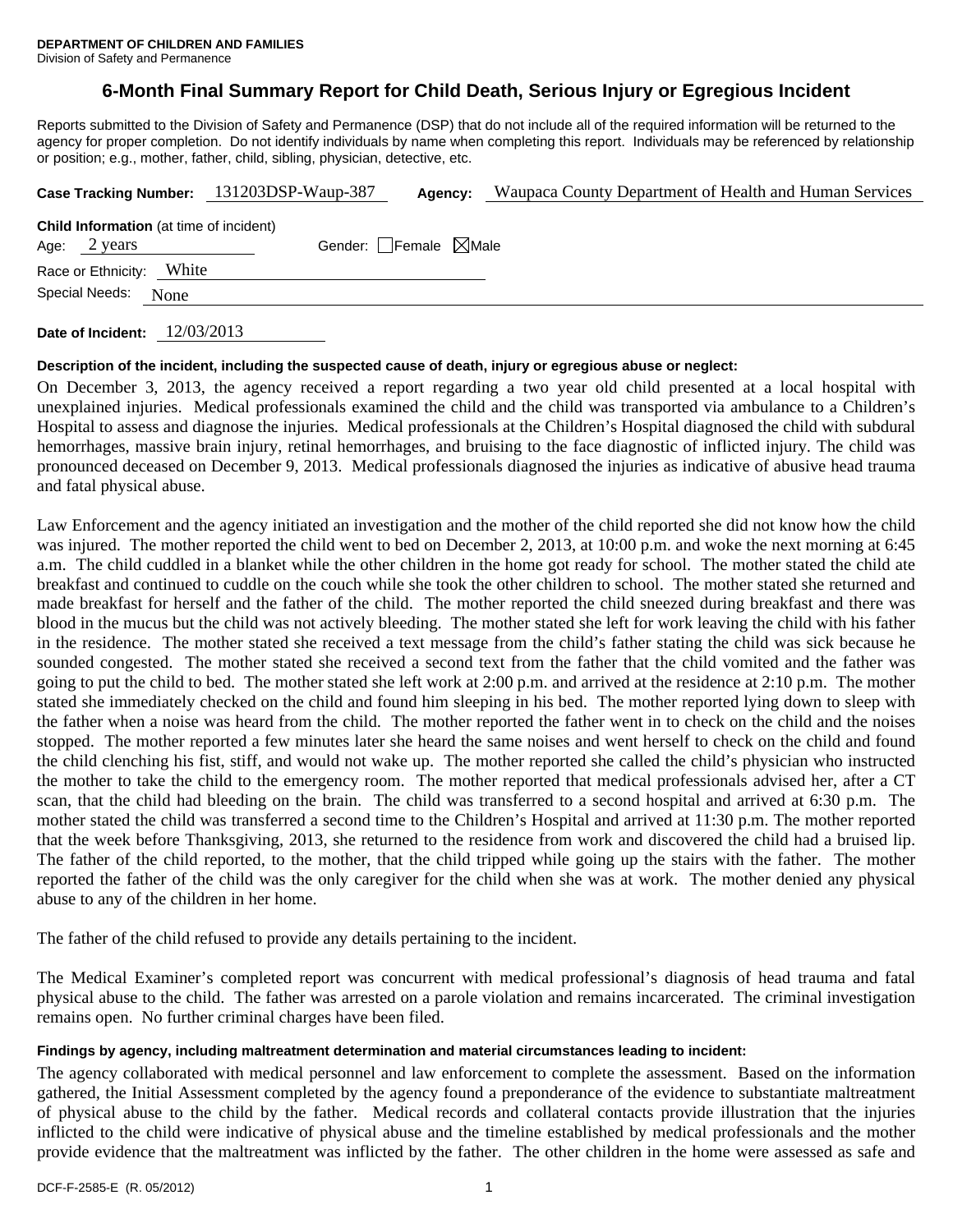**DEPARTMENT OF CHILDREN AND FAMILIES**
Division of Safety and Permanence

# 6-Month Final Summary Report for Child Death, Serious Injury or Egregious Incident

Reports submitted to the Division of Safety and Permanence (DSP) that do not include all of the required information will be returned to the agency for proper completion. Do not identify individuals by name when completing this report. Individuals may be referenced by relationship or position; e.g., mother, father, child, sibling, physician, detective, etc.

**Case Tracking Number:** 131203DSP-Waup-387 **Agency:** Waupaca County Department of Health and Human Services

**Child Information** (at time of incident)
Age: 2 years Gender: ☐Female ☒Male
Race or Ethnicity: White
Special Needs: None

**Date of Incident:** 12/03/2013

**Description of the incident, including the suspected cause of death, injury or egregious abuse or neglect:**

On December 3, 2013, the agency received a report regarding a two year old child presented at a local hospital with unexplained injuries. Medical professionals examined the child and the child was transported via ambulance to a Children's Hospital to assess and diagnose the injuries. Medical professionals at the Children's Hospital diagnosed the child with subdural hemorrhages, massive brain injury, retinal hemorrhages, and bruising to the face diagnostic of inflicted injury. The child was pronounced deceased on December 9, 2013. Medical professionals diagnosed the injuries as indicative of abusive head trauma and fatal physical abuse.

Law Enforcement and the agency initiated an investigation and the mother of the child reported she did not know how the child was injured. The mother reported the child went to bed on December 2, 2013, at 10:00 p.m. and woke the next morning at 6:45 a.m. The child cuddled in a blanket while the other children in the home got ready for school. The mother stated the child ate breakfast and continued to cuddle on the couch while she took the other children to school. The mother stated she returned and made breakfast for herself and the father of the child. The mother reported the child sneezed during breakfast and there was blood in the mucus but the child was not actively bleeding. The mother stated she left for work leaving the child with his father in the residence. The mother stated she received a text message from the child's father stating the child was sick because he sounded congested. The mother stated she received a second text from the father that the child vomited and the father was going to put the child to bed. The mother stated she left work at 2:00 p.m. and arrived at the residence at 2:10 p.m. The mother stated she immediately checked on the child and found him sleeping in his bed. The mother reported lying down to sleep with the father when a noise was heard from the child. The mother reported the father went in to check on the child and the noises stopped. The mother reported a few minutes later she heard the same noises and went herself to check on the child and found the child clenching his fist, stiff, and would not wake up. The mother reported she called the child's physician who instructed the mother to take the child to the emergency room. The mother reported that medical professionals advised her, after a CT scan, that the child had bleeding on the brain. The child was transferred to a second hospital and arrived at 6:30 p.m. The mother stated the child was transferred a second time to the Children's Hospital and arrived at 11:30 p.m. The mother reported that the week before Thanksgiving, 2013, she returned to the residence from work and discovered the child had a bruised lip. The father of the child reported, to the mother, that the child tripped while going up the stairs with the father. The mother reported the father of the child was the only caregiver for the child when she was at work. The mother denied any physical abuse to any of the children in her home.

The father of the child refused to provide any details pertaining to the incident.

The Medical Examiner's completed report was concurrent with medical professional's diagnosis of head trauma and fatal physical abuse to the child. The father was arrested on a parole violation and remains incarcerated. The criminal investigation remains open. No further criminal charges have been filed.

**Findings by agency, including maltreatment determination and material circumstances leading to incident:**

The agency collaborated with medical personnel and law enforcement to complete the assessment. Based on the information gathered, the Initial Assessment completed by the agency found a preponderance of the evidence to substantiate maltreatment of physical abuse to the child by the father. Medical records and collateral contacts provide illustration that the injuries inflicted to the child were indicative of physical abuse and the timeline established by medical professionals and the mother provide evidence that the maltreatment was inflicted by the father. The other children in the home were assessed as safe and

DCF-F-2585-E (R. 05/2012)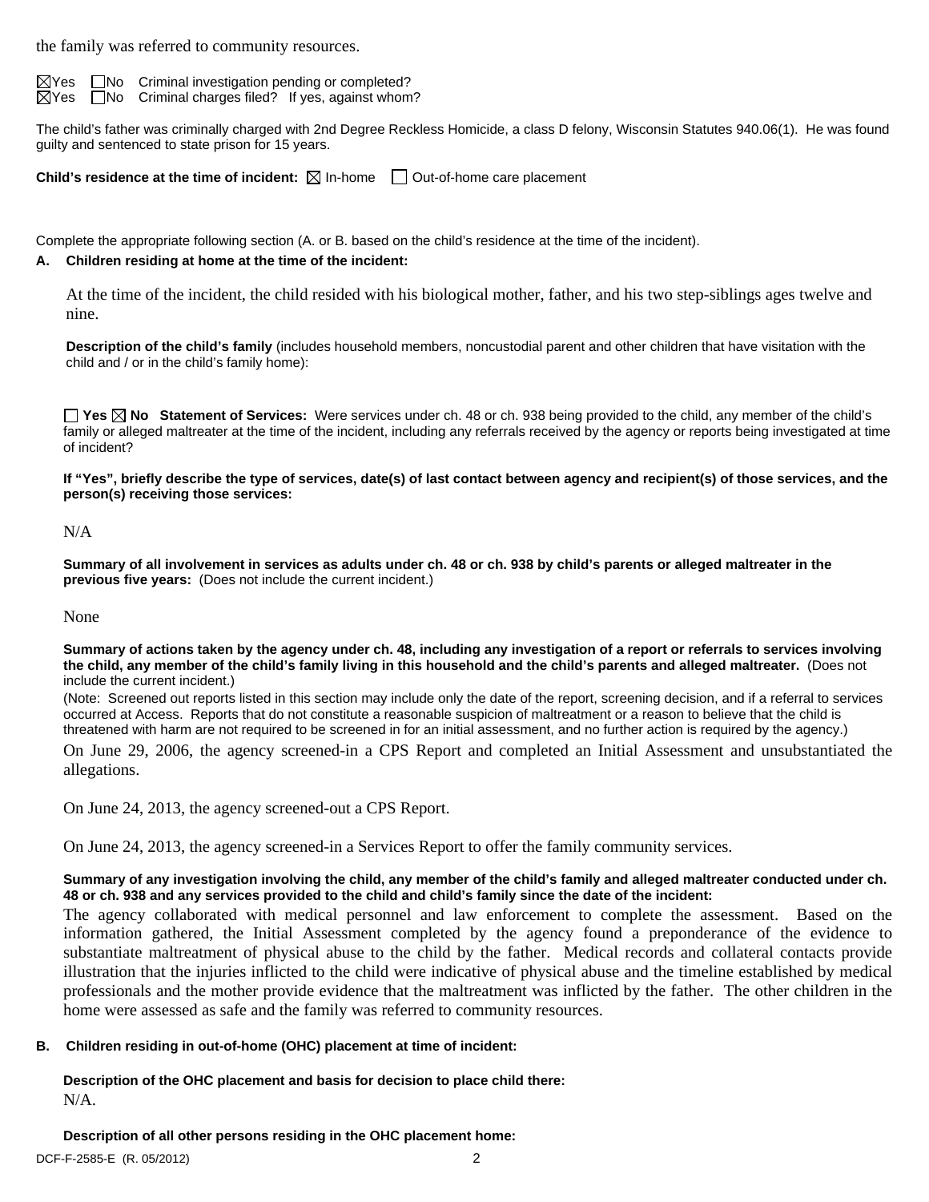the family was referred to community resources.

☒Yes ☐No Criminal investigation pending or completed?
☒Yes ☐No Criminal charges filed? If yes, against whom?

The child's father was criminally charged with 2nd Degree Reckless Homicide, a class D felony, Wisconsin Statutes 940.06(1). He was found guilty and sentenced to state prison for 15 years.

**Child's residence at the time of incident:** ☒ In-home ☐ Out-of-home care placement

Complete the appropriate following section (A. or B. based on the child's residence at the time of the incident).

**A. Children residing at home at the time of the incident:**

At the time of the incident, the child resided with his biological mother, father, and his two step-siblings ages twelve and nine.

**Description of the child's family** (includes household members, noncustodial parent and other children that have visitation with the child and / or in the child's family home):

☐ **Yes** ☒ **No Statement of Services:** Were services under ch. 48 or ch. 938 being provided to the child, any member of the child's family or alleged maltreater at the time of the incident, including any referrals received by the agency or reports being investigated at time of incident?

**If "Yes", briefly describe the type of services, date(s) of last contact between agency and recipient(s) of those services, and the person(s) receiving those services:**

N/A

**Summary of all involvement in services as adults under ch. 48 or ch. 938 by child's parents or alleged maltreater in the previous five years:** (Does not include the current incident.)

None

**Summary of actions taken by the agency under ch. 48, including any investigation of a report or referrals to services involving the child, any member of the child's family living in this household and the child's parents and alleged maltreater.** (Does not include the current incident.)

(Note: Screened out reports listed in this section may include only the date of the report, screening decision, and if a referral to services occurred at Access. Reports that do not constitute a reasonable suspicion of maltreatment or a reason to believe that the child is threatened with harm are not required to be screened in for an initial assessment, and no further action is required by the agency.)

On June 29, 2006, the agency screened-in a CPS Report and completed an Initial Assessment and unsubstantiated the allegations.

On June 24, 2013, the agency screened-out a CPS Report.

On June 24, 2013, the agency screened-in a Services Report to offer the family community services.

**Summary of any investigation involving the child, any member of the child's family and alleged maltreater conducted under ch. 48 or ch. 938 and any services provided to the child and child's family since the date of the incident:**

The agency collaborated with medical personnel and law enforcement to complete the assessment. Based on the information gathered, the Initial Assessment completed by the agency found a preponderance of the evidence to substantiate maltreatment of physical abuse to the child by the father. Medical records and collateral contacts provide illustration that the injuries inflicted to the child were indicative of physical abuse and the timeline established by medical professionals and the mother provide evidence that the maltreatment was inflicted by the father. The other children in the home were assessed as safe and the family was referred to community resources.

**B. Children residing in out-of-home (OHC) placement at time of incident:**

**Description of the OHC placement and basis for decision to place child there:**

N/A.

**Description of all other persons residing in the OHC placement home:**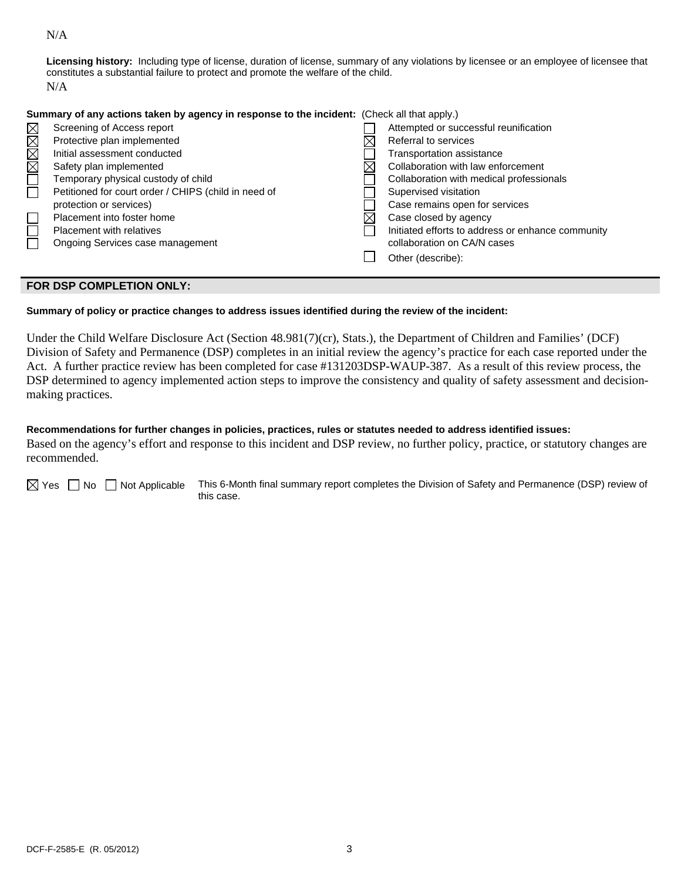N/A

**Licensing history:** Including type of license, duration of license, summary of any violations by licensee or an employee of licensee that constitutes a substantial failure to protect and promote the welfare of the child.

N/A

**Summary of any actions taken by agency in response to the incident:** (Check all that apply.)

- [x] Screening of Access report
- [x] Protective plan implemented
- [x] Initial assessment conducted
- [x] Safety plan implemented
- [ ] Temporary physical custody of child
- [ ] Petitioned for court order / CHIPS (child in need of protection or services)
- [ ] Placement into foster home
- [ ] Placement with relatives
- [ ] Ongoing Services case management
- [ ] Attempted or successful reunification
- [x] Referral to services
- [ ] Transportation assistance
- [x] Collaboration with law enforcement
- [ ] Collaboration with medical professionals
- [ ] Supervised visitation
- [ ] Case remains open for services
- [x] Case closed by agency
- [ ] Initiated efforts to address or enhance community collaboration on CA/N cases
- [ ] Other (describe):

## FOR DSP COMPLETION ONLY:

**Summary of policy or practice changes to address issues identified during the review of the incident:**

Under the Child Welfare Disclosure Act (Section 48.981(7)(cr), Stats.), the Department of Children and Families' (DCF) Division of Safety and Permanence (DSP) completes in an initial review the agency's practice for each case reported under the Act. A further practice review has been completed for case #131203DSP-WAUP-387. As a result of this review process, the DSP determined to agency implemented action steps to improve the consistency and quality of safety assessment and decision-making practices.

**Recommendations for further changes in policies, practices, rules or statutes needed to address identified issues:**

Based on the agency's effort and response to this incident and DSP review, no further policy, practice, or statutory changes are recommended.

- [x] Yes
- [ ] No
- [ ] Not Applicable

This 6-Month final summary report completes the Division of Safety and Permanence (DSP) review of this case.

DCF-F-2585-E (R. 05/2012)